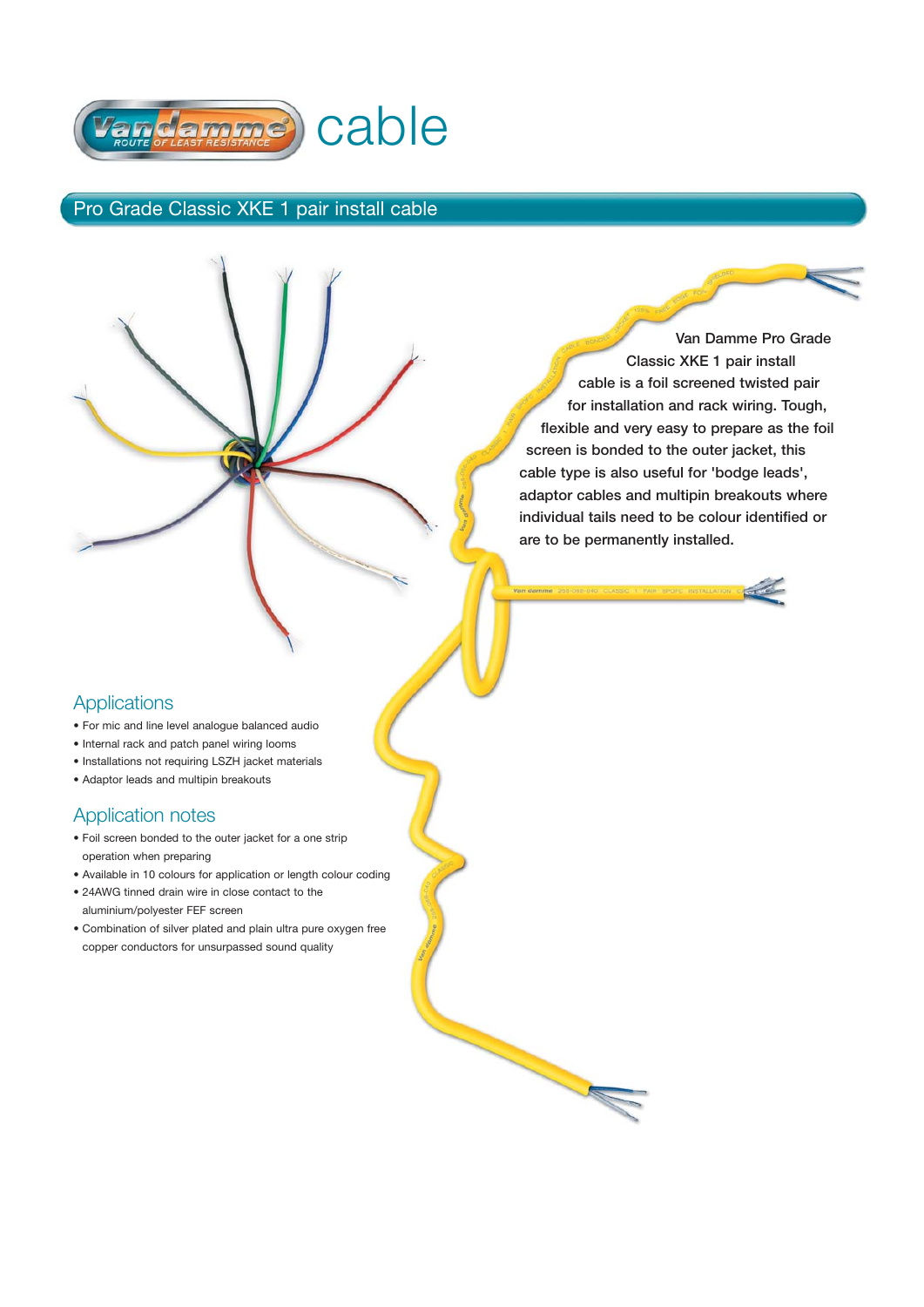# Vandamme cable

## Pro Grade Classic XKE 1 pair install cable

Van Damme Pro Grade Classic XKE 1 pair install cable is a foil screened twisted pair for installation and rack wiring. Tough, flexible and very easy to prepare as the foil screen is bonded to the outer jacket, this cable type is also useful for 'bodge leads', adaptor cables and multipin breakouts where individual tails need to be colour identified or are to be permanently installed.

### Applications

- For mic and line level analogue balanced audio
- Internal rack and patch panel wiring looms
- Installations not requiring LSZH jacket materials
- Adaptor leads and multipin breakouts

### Application notes

- Foil screen bonded to the outer jacket for a one strip operation when preparing
- Available in 10 colours for application or length colour coding
- 24AWG tinned drain wire in close contact to the aluminium/polyester FEF screen
- Combination of silver plated and plain ultra pure oxygen free copper conductors for unsurpassed sound quality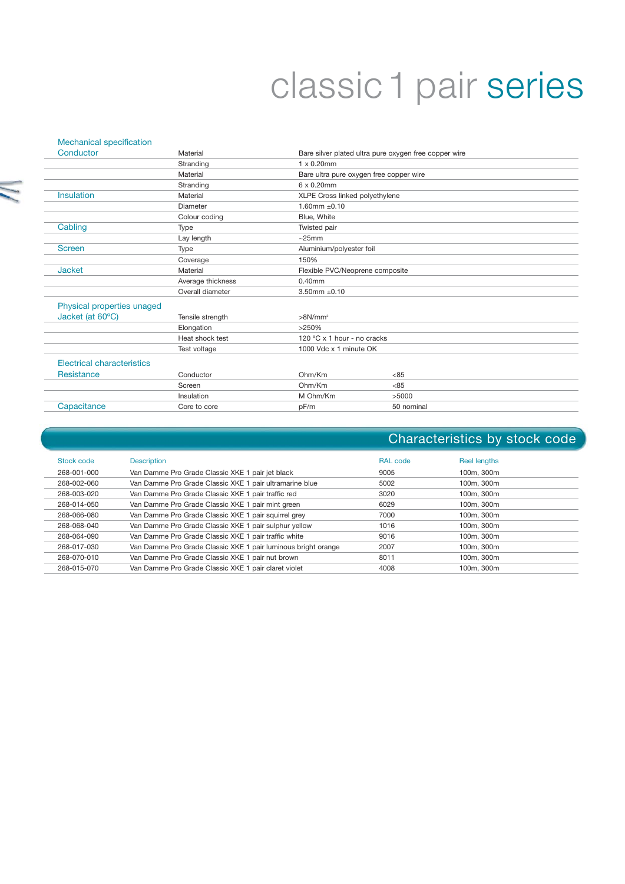# classic 1 pair series

| | | | |
|---|---|---|---|
| **Mechanical specification** | | | |
| Conductor | Material | Bare silver plated ultra pure oxygen free copper wire | |
| | Stranding | 1 x 0.20mm | |
| | Material | Bare ultra pure oxygen free copper wire | |
| | Stranding | 6 x 0.20mm | |
| Insulation | Material | XLPE Cross linked polyethylene | |
| | Diameter | 1.60mm ±0.10 | |
| | Colour coding | Blue, White | |
| Cabling | Type | Twisted pair | |
| | Lay length | ~25mm | |
| Screen | Type | Aluminium/polyester foil | |
| | Coverage | 150% | |
| Jacket | Material | Flexible PVC/Neoprene composite | |
| | Average thickness | 0.40mm | |
| | Overall diameter | 3.50mm ±0.10 | |
| **Physical properties unaged** | | | |
| Jacket (at 60ºC) | Tensile strength | >8N/mm² | |
| | Elongation | >250% | |
| | Heat shock test | 120 °C x 1 hour - no cracks | |
| | Test voltage | 1000 Vdc x 1 minute OK | |
| **Electrical characteristics** | | | |
| Resistance | Conductor | Ohm/Km | <85 |
| | Screen | Ohm/Km | <85 |
| | Insulation | M Ohm/Km | >5000 |
| Capacitance | Core to core | pF/m | 50 nominal |

## Characteristics by stock code

| Stock code | Description | RAL code | Reel lengths |
|---|---|---|---|
| 268-001-000 | Van Damme Pro Grade Classic XKE 1 pair jet black | 9005 | 100m, 300m |
| 268-002-060 | Van Damme Pro Grade Classic XKE 1 pair ultramarine blue | 5002 | 100m, 300m |
| 268-003-020 | Van Damme Pro Grade Classic XKE 1 pair traffic red | 3020 | 100m, 300m |
| 268-014-050 | Van Damme Pro Grade Classic XKE 1 pair mint green | 6029 | 100m, 300m |
| 268-066-080 | Van Damme Pro Grade Classic XKE 1 pair squirrel grey | 7000 | 100m, 300m |
| 268-068-040 | Van Damme Pro Grade Classic XKE 1 pair sulphur yellow | 1016 | 100m, 300m |
| 268-064-090 | Van Damme Pro Grade Classic XKE 1 pair traffic white | 9016 | 100m, 300m |
| 268-017-030 | Van Damme Pro Grade Classic XKE 1 pair luminous bright orange | 2007 | 100m, 300m |
| 268-070-010 | Van Damme Pro Grade Classic XKE 1 pair nut brown | 8011 | 100m, 300m |
| 268-015-070 | Van Damme Pro Grade Classic XKE 1 pair claret violet | 4008 | 100m, 300m |